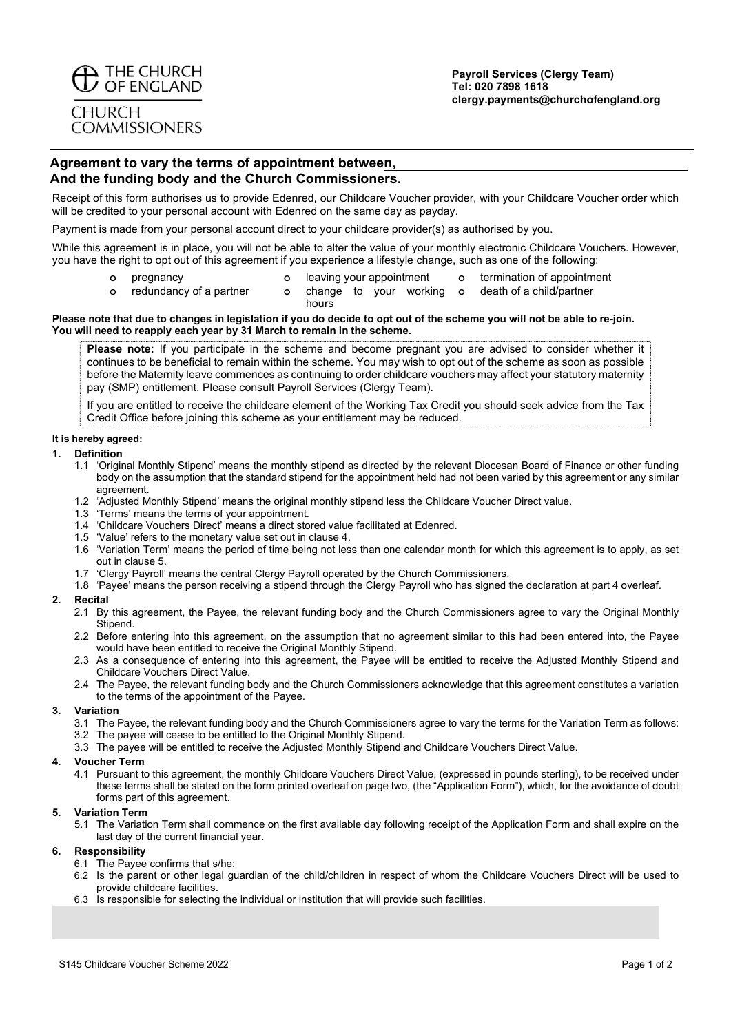THE CHURCH OF ENGLAND

CHURCH COMMISSIONERS

**Payroll Services (Clergy Team)**
**Tel: 020 7898 1618**
**clergy.payments@churchofengland.org**

## Agreement to vary the terms of appointment between, And the funding body and the Church Commissioners.

Receipt of this form authorises us to provide Edenred, our Childcare Voucher provider, with your Childcare Voucher order which will be credited to your personal account with Edenred on the same day as payday.

Payment is made from your personal account direct to your childcare provider(s) as authorised by you.

While this agreement is in place, you will not be able to alter the value of your monthly electronic Childcare Vouchers. However, you have the right to opt out of this agreement if you experience a lifestyle change, such as one of the following:

- pregnancy
- redundancy of a partner
- leaving your appointment
- change to your working hours
- termination of appointment
- death of a child/partner

**Please note that due to changes in legislation if you do decide to opt out of the scheme you will not be able to re-join. You will need to reapply each year by 31 March to remain in the scheme.**

**Please note:** If you participate in the scheme and become pregnant you are advised to consider whether it continues to be beneficial to remain within the scheme. You may wish to opt out of the scheme as soon as possible before the Maternity leave commences as continuing to order childcare vouchers may affect your statutory maternity pay (SMP) entitlement. Please consult Payroll Services (Clergy Team).

If you are entitled to receive the childcare element of the Working Tax Credit you should seek advice from the Tax Credit Office before joining this scheme as your entitlement may be reduced.

**It is hereby agreed:**

**1. Definition**

1.1 'Original Monthly Stipend' means the monthly stipend as directed by the relevant Diocesan Board of Finance or other funding body on the assumption that the standard stipend for the appointment held had not been varied by this agreement or any similar agreement.
1.2 'Adjusted Monthly Stipend' means the original monthly stipend less the Childcare Voucher Direct value.
1.3 'Terms' means the terms of your appointment.
1.4 'Childcare Vouchers Direct' means a direct stored value facilitated at Edenred.
1.5 'Value' refers to the monetary value set out in clause 4.
1.6 'Variation Term' means the period of time being not less than one calendar month for which this agreement is to apply, as set out in clause 5.
1.7 'Clergy Payroll' means the central Clergy Payroll operated by the Church Commissioners.
1.8 'Payee' means the person receiving a stipend through the Clergy Payroll who has signed the declaration at part 4 overleaf.

**2. Recital**

2.1 By this agreement, the Payee, the relevant funding body and the Church Commissioners agree to vary the Original Monthly Stipend.
2.2 Before entering into this agreement, on the assumption that no agreement similar to this had been entered into, the Payee would have been entitled to receive the Original Monthly Stipend.
2.3 As a consequence of entering into this agreement, the Payee will be entitled to receive the Adjusted Monthly Stipend and Childcare Vouchers Direct Value.
2.4 The Payee, the relevant funding body and the Church Commissioners acknowledge that this agreement constitutes a variation to the terms of the appointment of the Payee.

**3. Variation**

3.1 The Payee, the relevant funding body and the Church Commissioners agree to vary the terms for the Variation Term as follows:
3.2 The payee will cease to be entitled to the Original Monthly Stipend.
3.3 The payee will be entitled to receive the Adjusted Monthly Stipend and Childcare Vouchers Direct Value.

**4. Voucher Term**

4.1 Pursuant to this agreement, the monthly Childcare Vouchers Direct Value, (expressed in pounds sterling), to be received under these terms shall be stated on the form printed overleaf on page two, (the "Application Form"), which, for the avoidance of doubt forms part of this agreement.

**5. Variation Term**

5.1 The Variation Term shall commence on the first available day following receipt of the Application Form and shall expire on the last day of the current financial year.

**6. Responsibility**

6.1 The Payee confirms that s/he:
6.2 Is the parent or other legal guardian of the child/children in respect of whom the Childcare Vouchers Direct will be used to provide childcare facilities.
6.3 Is responsible for selecting the individual or institution that will provide such facilities.

S145 Childcare Voucher Scheme 2022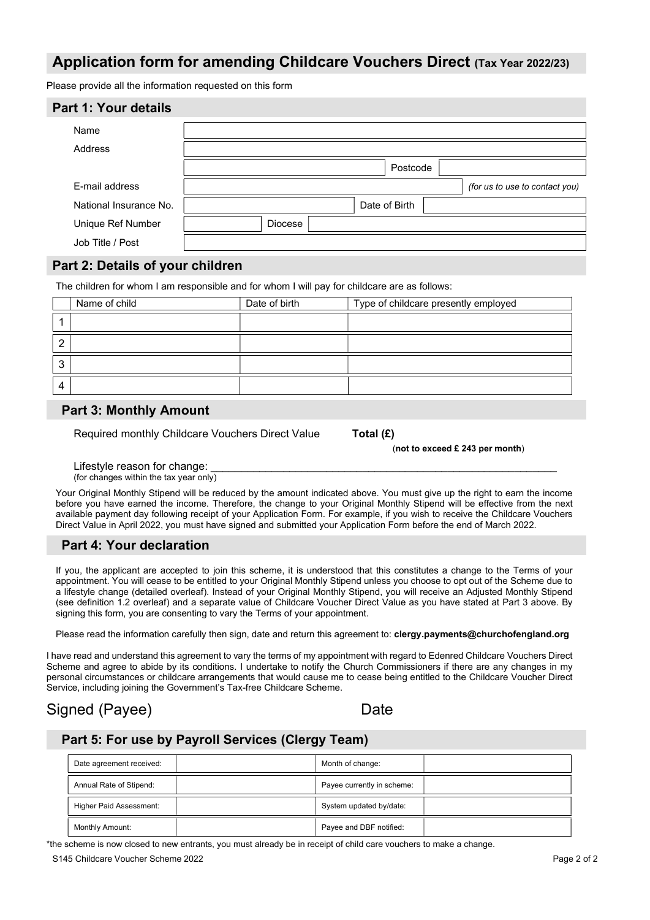# Application form for amending Childcare Vouchers Direct (Tax Year 2022/23)

Please provide all the information requested on this form

## Part 1: Your details

| | | | |
|---|---|---|---|
| Name | | | |
| Address | | | |
| | | Postcode | |
| E-mail address | | *(for us to use to contact you)* | |
| National Insurance No. | | Date of Birth | |
| Unique Ref Number | | Diocese | |
| Job Title / Post | | | |

## Part 2: Details of your children

The children for whom I am responsible and for whom I will pay for childcare are as follows:

| | Name of child | Date of birth | Type of childcare presently employed |
|---|---|---|---|
| 1 | | | |
| 2 | | | |
| 3 | | | |
| 4 | | | |

## Part 3: Monthly Amount

Required monthly Childcare Vouchers Direct Value **Total (£)**

(**not to exceed £ 243 per month**)

Lifestyle reason for change: ____________________________________________________________
(for changes within the tax year only)

Your Original Monthly Stipend will be reduced by the amount indicated above. You must give up the right to earn the income before you have earned the income. Therefore, the change to your Original Monthly Stipend will be effective from the next available payment day following receipt of your Application Form. For example, if you wish to receive the Childcare Vouchers Direct Value in April 2022, you must have signed and submitted your Application Form before the end of March 2022.

## Part 4: Your declaration

If you, the applicant are accepted to join this scheme, it is understood that this constitutes a change to the Terms of your appointment. You will cease to be entitled to your Original Monthly Stipend unless you choose to opt out of the Scheme due to a lifestyle change (detailed overleaf). Instead of your Original Monthly Stipend, you will receive an Adjusted Monthly Stipend (see definition 1.2 overleaf) and a separate value of Childcare Voucher Direct Value as you have stated at Part 3 above. By signing this form, you are consenting to vary the Terms of your appointment.

Please read the information carefully then sign, date and return this agreement to: **clergy.payments@churchofengland.org**

I have read and understand this agreement to vary the terms of my appointment with regard to Edenred Childcare Vouchers Direct Scheme and agree to abide by its conditions. I undertake to notify the Church Commissioners if there are any changes in my personal circumstances or childcare arrangements that would cause me to cease being entitled to the Childcare Voucher Direct Service, including joining the Government's Tax-free Childcare Scheme.

Signed (Payee) Date

## Part 5: For use by Payroll Services (Clergy Team)

| | | | |
|---|---|---|---|
| Date agreement received: | | Month of change: | |
| Annual Rate of Stipend: | | Payee currently in scheme: | |
| Higher Paid Assessment: | | System updated by/date: | |
| Monthly Amount: | | Payee and DBF notified: | |

*the scheme is now closed to new entrants, you must already be in receipt of child care vouchers to make a change.

S145 Childcare Voucher Scheme 2022